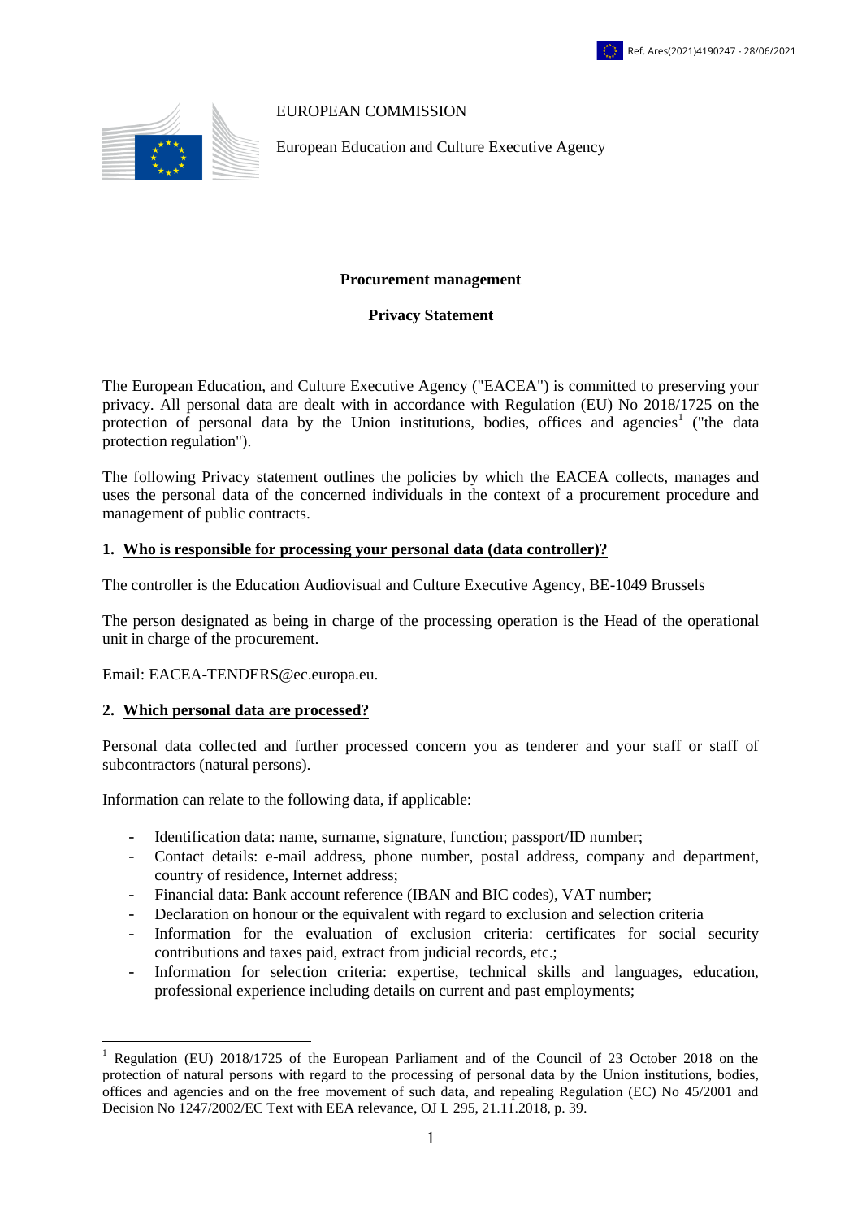EUROPEAN COMMISSION

European Education and Culture Executive Agency

**Procurement management**

**Privacy Statement**

The European Education, and Culture Executive Agency ("EACEA") is committed to preserving your privacy. All personal data are dealt with in accordance with Regulation (EU) No 2018/1725 on the protection of personal data by the Union institutions, bodies, offices and agencies[1] ("the data protection regulation").

The following Privacy statement outlines the policies by which the EACEA collects, manages and uses the personal data of the concerned individuals in the context of a procurement procedure and management of public contracts.

## 1. Who is responsible for processing your personal data (data controller)?

The controller is the Education Audiovisual and Culture Executive Agency, BE-1049 Brussels

The person designated as being in charge of the processing operation is the Head of the operational unit in charge of the procurement.

Email: EACEA-TENDERS@ec.europa.eu.

## 2. Which personal data are processed?

Personal data collected and further processed concern you as tenderer and your staff or staff of subcontractors (natural persons).

Information can relate to the following data, if applicable:

- Identification data: name, surname, signature, function; passport/ID number;
- Contact details: e-mail address, phone number, postal address, company and department, country of residence, Internet address;
- Financial data: Bank account reference (IBAN and BIC codes), VAT number;
- Declaration on honour or the equivalent with regard to exclusion and selection criteria
- Information for the evaluation of exclusion criteria: certificates for social security contributions and taxes paid, extract from judicial records, etc.;
- Information for selection criteria: expertise, technical skills and languages, education, professional experience including details on current and past employments;

[1] Regulation (EU) 2018/1725 of the European Parliament and of the Council of 23 October 2018 on the protection of natural persons with regard to the processing of personal data by the Union institutions, bodies, offices and agencies and on the free movement of such data, and repealing Regulation (EC) No 45/2001 and Decision No 1247/2002/EC Text with EEA relevance, OJ L 295, 21.11.2018, p. 39.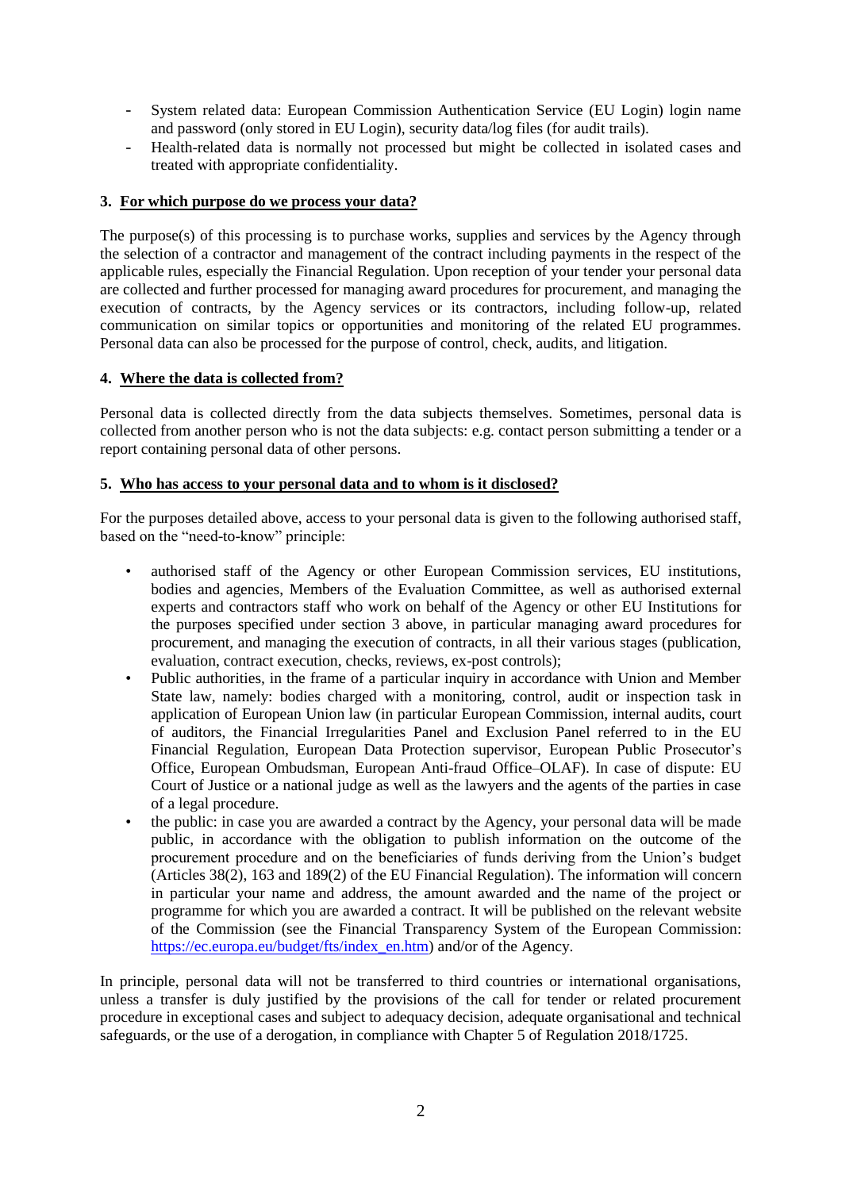- System related data: European Commission Authentication Service (EU Login) login name and password (only stored in EU Login), security data/log files (for audit trails).
- Health-related data is normally not processed but might be collected in isolated cases and treated with appropriate confidentiality.

## 3. For which purpose do we process your data?

The purpose(s) of this processing is to purchase works, supplies and services by the Agency through the selection of a contractor and management of the contract including payments in the respect of the applicable rules, especially the Financial Regulation. Upon reception of your tender your personal data are collected and further processed for managing award procedures for procurement, and managing the execution of contracts, by the Agency services or its contractors, including follow-up, related communication on similar topics or opportunities and monitoring of the related EU programmes. Personal data can also be processed for the purpose of control, check, audits, and litigation.

## 4. Where the data is collected from?

Personal data is collected directly from the data subjects themselves. Sometimes, personal data is collected from another person who is not the data subjects: e.g. contact person submitting a tender or a report containing personal data of other persons.

## 5. Who has access to your personal data and to whom is it disclosed?

For the purposes detailed above, access to your personal data is given to the following authorised staff, based on the "need-to-know" principle:

- authorised staff of the Agency or other European Commission services, EU institutions, bodies and agencies, Members of the Evaluation Committee, as well as authorised external experts and contractors staff who work on behalf of the Agency or other EU Institutions for the purposes specified under section 3 above, in particular managing award procedures for procurement, and managing the execution of contracts, in all their various stages (publication, evaluation, contract execution, checks, reviews, ex-post controls);
- Public authorities, in the frame of a particular inquiry in accordance with Union and Member State law, namely: bodies charged with a monitoring, control, audit or inspection task in application of European Union law (in particular European Commission, internal audits, court of auditors, the Financial Irregularities Panel and Exclusion Panel referred to in the EU Financial Regulation, European Data Protection supervisor, European Public Prosecutor's Office, European Ombudsman, European Anti-fraud Office–OLAF). In case of dispute: EU Court of Justice or a national judge as well as the lawyers and the agents of the parties in case of a legal procedure.
- the public: in case you are awarded a contract by the Agency, your personal data will be made public, in accordance with the obligation to publish information on the outcome of the procurement procedure and on the beneficiaries of funds deriving from the Union's budget (Articles 38(2), 163 and 189(2) of the EU Financial Regulation). The information will concern in particular your name and address, the amount awarded and the name of the project or programme for which you are awarded a contract. It will be published on the relevant website of the Commission (see the Financial Transparency System of the European Commission: https://ec.europa.eu/budget/fts/index_en.htm) and/or of the Agency.

In principle, personal data will not be transferred to third countries or international organisations, unless a transfer is duly justified by the provisions of the call for tender or related procurement procedure in exceptional cases and subject to adequacy decision, adequate organisational and technical safeguards, or the use of a derogation, in compliance with Chapter 5 of Regulation 2018/1725.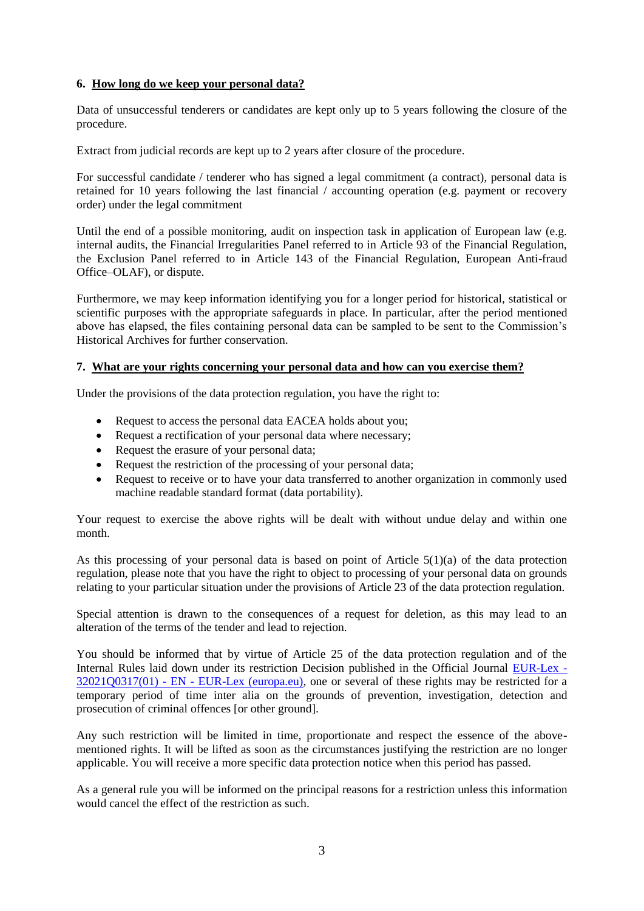## 6. How long do we keep your personal data?

Data of unsuccessful tenderers or candidates are kept only up to 5 years following the closure of the procedure.

Extract from judicial records are kept up to 2 years after closure of the procedure.

For successful candidate / tenderer who has signed a legal commitment (a contract), personal data is retained for 10 years following the last financial / accounting operation (e.g. payment or recovery order) under the legal commitment

Until the end of a possible monitoring, audit on inspection task in application of European law (e.g. internal audits, the Financial Irregularities Panel referred to in Article 93 of the Financial Regulation, the Exclusion Panel referred to in Article 143 of the Financial Regulation, European Anti-fraud Office–OLAF), or dispute.

Furthermore, we may keep information identifying you for a longer period for historical, statistical or scientific purposes with the appropriate safeguards in place. In particular, after the period mentioned above has elapsed, the files containing personal data can be sampled to be sent to the Commission's Historical Archives for further conservation.

## 7. What are your rights concerning your personal data and how can you exercise them?

Under the provisions of the data protection regulation, you have the right to:

- Request to access the personal data EACEA holds about you;
- Request a rectification of your personal data where necessary;
- Request the erasure of your personal data;
- Request the restriction of the processing of your personal data;
- Request to receive or to have your data transferred to another organization in commonly used machine readable standard format (data portability).

Your request to exercise the above rights will be dealt with without undue delay and within one month.

As this processing of your personal data is based on point of Article 5(1)(a) of the data protection regulation, please note that you have the right to object to processing of your personal data on grounds relating to your particular situation under the provisions of Article 23 of the data protection regulation.

Special attention is drawn to the consequences of a request for deletion, as this may lead to an alteration of the terms of the tender and lead to rejection.

You should be informed that by virtue of Article 25 of the data protection regulation and of the Internal Rules laid down under its restriction Decision published in the Official Journal [EUR-Lex - 32021Q0317(01) - EN - EUR-Lex (europa.eu)](https://eur-lex.europa.eu), one or several of these rights may be restricted for a temporary period of time inter alia on the grounds of prevention, investigation, detection and prosecution of criminal offences [or other ground].

Any such restriction will be limited in time, proportionate and respect the essence of the above-mentioned rights. It will be lifted as soon as the circumstances justifying the restriction are no longer applicable. You will receive a more specific data protection notice when this period has passed.

As a general rule you will be informed on the principal reasons for a restriction unless this information would cancel the effect of the restriction as such.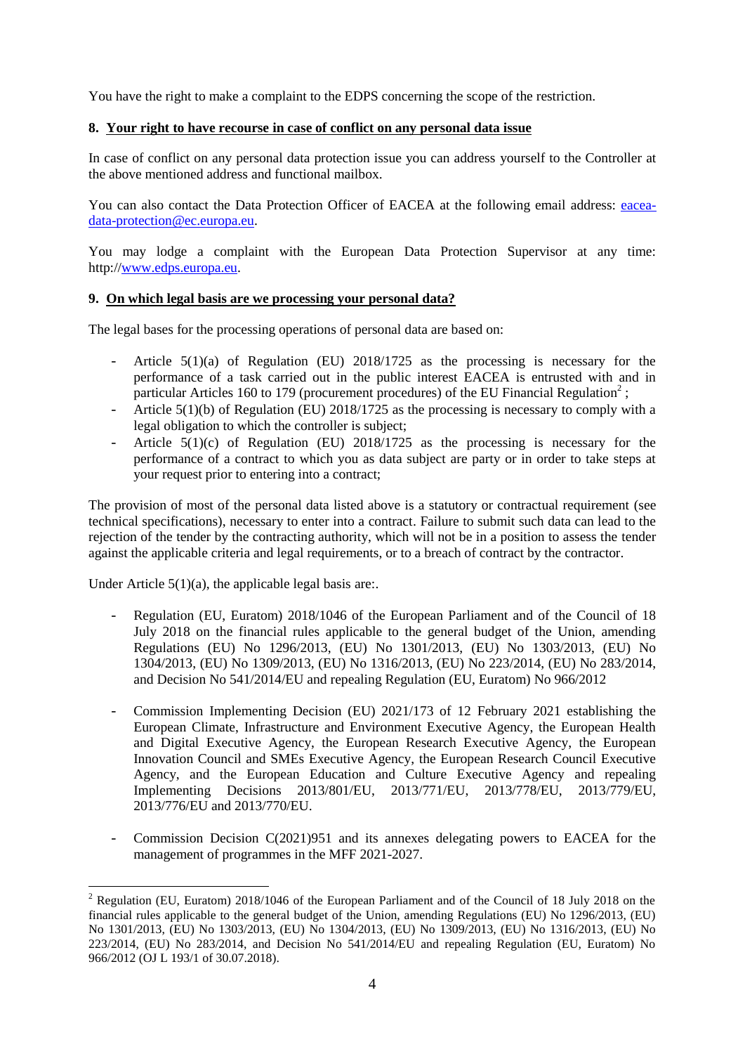You have the right to make a complaint to the EDPS concerning the scope of the restriction.

## 8. Your right to have recourse in case of conflict on any personal data issue

In case of conflict on any personal data protection issue you can address yourself to the Controller at the above mentioned address and functional mailbox.

You can also contact the Data Protection Officer of EACEA at the following email address: eacea-data-protection@ec.europa.eu.

You may lodge a complaint with the European Data Protection Supervisor at any time: http://www.edps.europa.eu.

## 9. On which legal basis are we processing your personal data?

The legal bases for the processing operations of personal data are based on:

- Article 5(1)(a) of Regulation (EU) 2018/1725 as the processing is necessary for the performance of a task carried out in the public interest EACEA is entrusted with and in particular Articles 160 to 179 (procurement procedures) of the EU Financial Regulation[2] ;
- Article 5(1)(b) of Regulation (EU) 2018/1725 as the processing is necessary to comply with a legal obligation to which the controller is subject;
- Article 5(1)(c) of Regulation (EU) 2018/1725 as the processing is necessary for the performance of a contract to which you as data subject are party or in order to take steps at your request prior to entering into a contract;

The provision of most of the personal data listed above is a statutory or contractual requirement (see technical specifications), necessary to enter into a contract. Failure to submit such data can lead to the rejection of the tender by the contracting authority, which will not be in a position to assess the tender against the applicable criteria and legal requirements, or to a breach of contract by the contractor.

Under Article 5(1)(a), the applicable legal basis are:.

- Regulation (EU, Euratom) 2018/1046 of the European Parliament and of the Council of 18 July 2018 on the financial rules applicable to the general budget of the Union, amending Regulations (EU) No 1296/2013, (EU) No 1301/2013, (EU) No 1303/2013, (EU) No 1304/2013, (EU) No 1309/2013, (EU) No 1316/2013, (EU) No 223/2014, (EU) No 283/2014, and Decision No 541/2014/EU and repealing Regulation (EU, Euratom) No 966/2012

- Commission Implementing Decision (EU) 2021/173 of 12 February 2021 establishing the European Climate, Infrastructure and Environment Executive Agency, the European Health and Digital Executive Agency, the European Research Executive Agency, the European Innovation Council and SMEs Executive Agency, the European Research Council Executive Agency, and the European Education and Culture Executive Agency and repealing Implementing Decisions 2013/801/EU, 2013/771/EU, 2013/778/EU, 2013/779/EU, 2013/776/EU and 2013/770/EU.

- Commission Decision C(2021)951 and its annexes delegating powers to EACEA for the management of programmes in the MFF 2021-2027.

---

[2] Regulation (EU, Euratom) 2018/1046 of the European Parliament and of the Council of 18 July 2018 on the financial rules applicable to the general budget of the Union, amending Regulations (EU) No 1296/2013, (EU) No 1301/2013, (EU) No 1303/2013, (EU) No 1304/2013, (EU) No 1309/2013, (EU) No 1316/2013, (EU) No 223/2014, (EU) No 283/2014, and Decision No 541/2014/EU and repealing Regulation (EU, Euratom) No 966/2012 (OJ L 193/1 of 30.07.2018).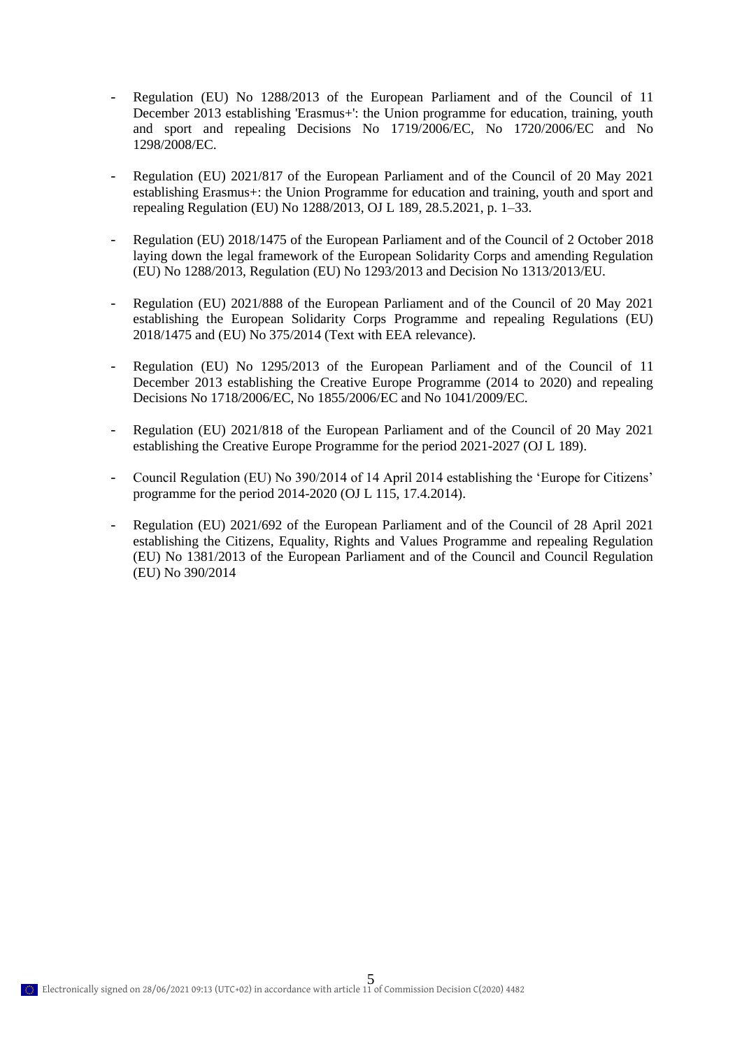- Regulation (EU) No 1288/2013 of the European Parliament and of the Council of 11 December 2013 establishing 'Erasmus+': the Union programme for education, training, youth and sport and repealing Decisions No 1719/2006/EC, No 1720/2006/EC and No 1298/2008/EC.

- Regulation (EU) 2021/817 of the European Parliament and of the Council of 20 May 2021 establishing Erasmus+: the Union Programme for education and training, youth and sport and repealing Regulation (EU) No 1288/2013, OJ L 189, 28.5.2021, p. 1–33.

- Regulation (EU) 2018/1475 of the European Parliament and of the Council of 2 October 2018 laying down the legal framework of the European Solidarity Corps and amending Regulation (EU) No 1288/2013, Regulation (EU) No 1293/2013 and Decision No 1313/2013/EU.

- Regulation (EU) 2021/888 of the European Parliament and of the Council of 20 May 2021 establishing the European Solidarity Corps Programme and repealing Regulations (EU) 2018/1475 and (EU) No 375/2014 (Text with EEA relevance).

- Regulation (EU) No 1295/2013 of the European Parliament and of the Council of 11 December 2013 establishing the Creative Europe Programme (2014 to 2020) and repealing Decisions No 1718/2006/EC, No 1855/2006/EC and No 1041/2009/EC.

- Regulation (EU) 2021/818 of the European Parliament and of the Council of 20 May 2021 establishing the Creative Europe Programme for the period 2021-2027 (OJ L 189).

- Council Regulation (EU) No 390/2014 of 14 April 2014 establishing the 'Europe for Citizens' programme for the period 2014-2020 (OJ L 115, 17.4.2014).

- Regulation (EU) 2021/692 of the European Parliament and of the Council of 28 April 2021 establishing the Citizens, Equality, Rights and Values Programme and repealing Regulation (EU) No 1381/2013 of the European Parliament and of the Council and Council Regulation (EU) No 390/2014

Electronically signed on 28/06/2021 09:13 (UTC+02) in accordance with article 11 of Commission Decision C(2020) 4482